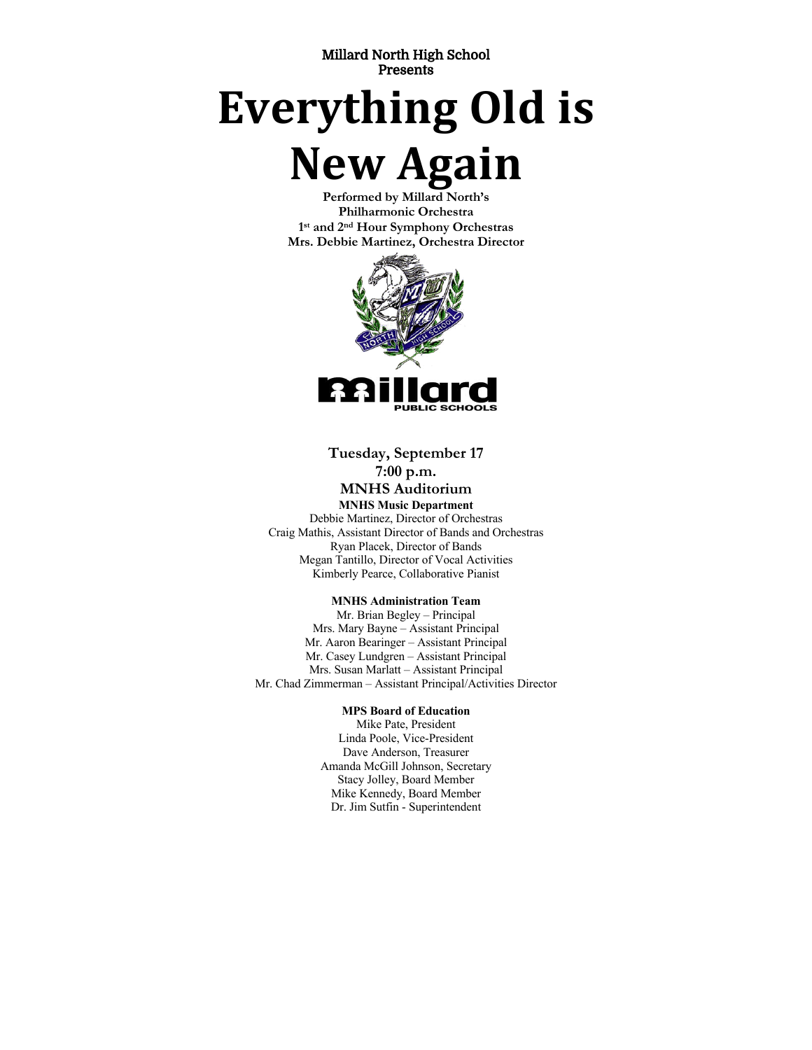Millard North High School
Presents

# Everything Old is New Again

**Performed by Millard North's**
**Philharmonic Orchestra**
**1st and 2nd Hour Symphony Orchestras**
**Mrs. Debbie Martinez, Orchestra Director**

**Tuesday, September 17**
**7:00 p.m.**
**MNHS Auditorium**

**MNHS Music Department**

Debbie Martinez, Director of Orchestras
Craig Mathis, Assistant Director of Bands and Orchestras
Ryan Placek, Director of Bands
Megan Tantillo, Director of Vocal Activities
Kimberly Pearce, Collaborative Pianist

**MNHS Administration Team**

Mr. Brian Begley – Principal
Mrs. Mary Bayne – Assistant Principal
Mr. Aaron Bearinger – Assistant Principal
Mr. Casey Lundgren – Assistant Principal
Mrs. Susan Marlatt – Assistant Principal
Mr. Chad Zimmerman – Assistant Principal/Activities Director

**MPS Board of Education**

Mike Pate, President
Linda Poole, Vice-President
Dave Anderson, Treasurer
Amanda McGill Johnson, Secretary
Stacy Jolley, Board Member
Mike Kennedy, Board Member
Dr. Jim Sutfin - Superintendent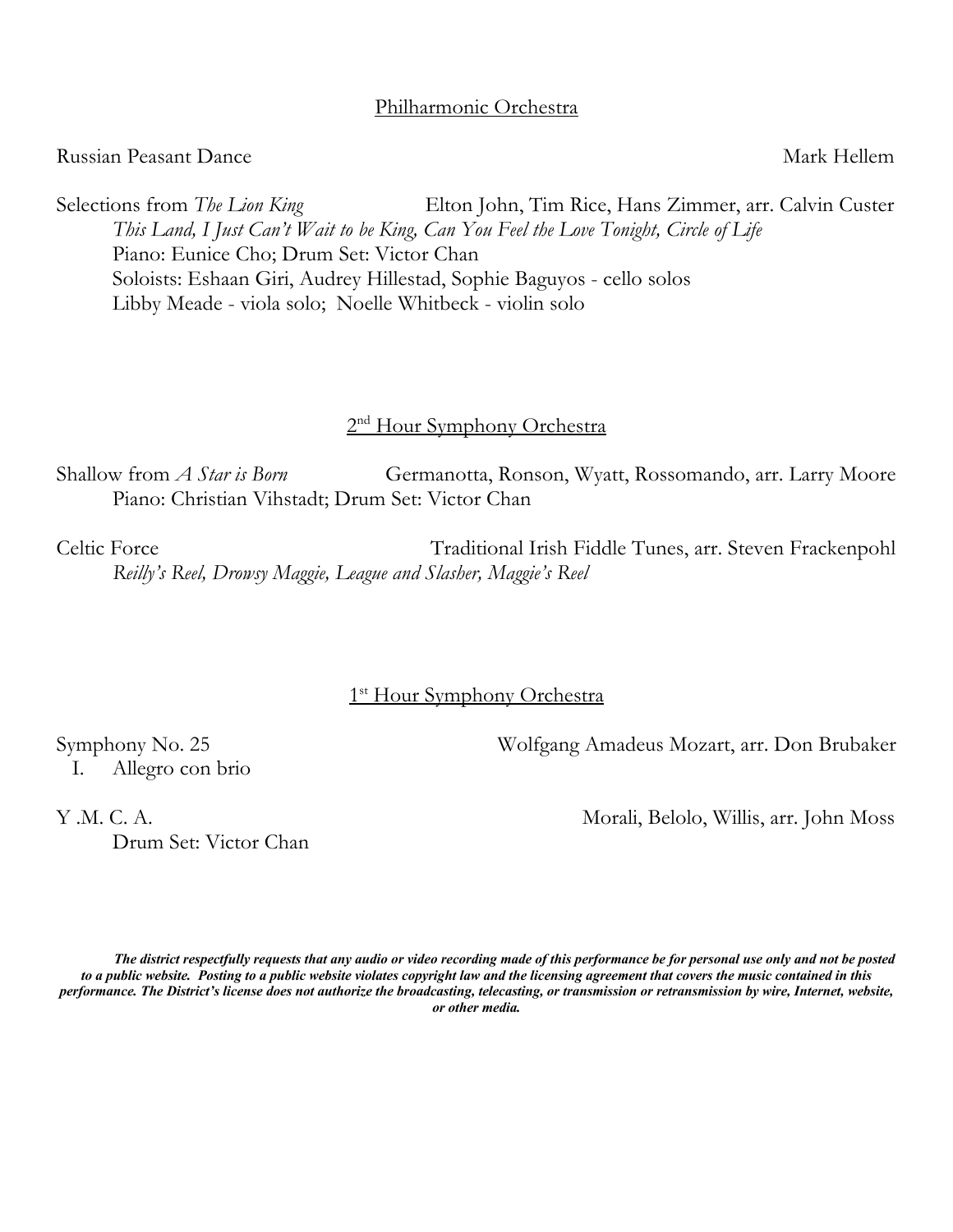## Philharmonic Orchestra

Russian Peasant Dance — Mark Hellem

Selections from *The Lion King* — Elton John, Tim Rice, Hans Zimmer, arr. Calvin Custer
*This Land, I Just Can't Wait to be King, Can You Feel the Love Tonight, Circle of Life*
Piano: Eunice Cho; Drum Set: Victor Chan
Soloists: Eshaan Giri, Audrey Hillestad, Sophie Baguyos - cello solos
Libby Meade - viola solo; Noelle Whitbeck - violin solo

## 2nd Hour Symphony Orchestra

Shallow from *A Star is Born* — Germanotta, Ronson, Wyatt, Rossomando, arr. Larry Moore
Piano: Christian Vihstadt; Drum Set: Victor Chan

Celtic Force — Traditional Irish Fiddle Tunes, arr. Steven Frackenpohl
*Reilly's Reel, Drowsy Maggie, League and Slasher, Maggie's Reel*

## 1st Hour Symphony Orchestra

Symphony No. 25 — Wolfgang Amadeus Mozart, arr. Don Brubaker
I. Allegro con brio

Y .M. C. A. — Morali, Belolo, Willis, arr. John Moss
Drum Set: Victor Chan

***The district respectfully requests that any audio or video recording made of this performance be for personal use only and not be posted to a public website. Posting to a public website violates copyright law and the licensing agreement that covers the music contained in this performance. The District's license does not authorize the broadcasting, telecasting, or transmission or retransmission by wire, Internet, website, or other media.***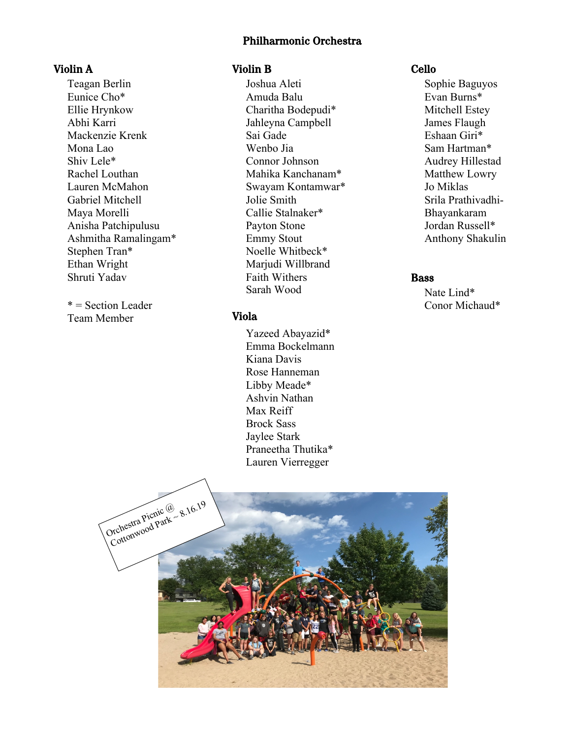# Philharmonic Orchestra

## Violin A

Teagan Berlin
Eunice Cho*
Ellie Hrynkow
Abhi Karri
Mackenzie Krenk
Mona Lao
Shiv Lele*
Rachel Louthan
Lauren McMahon
Gabriel Mitchell
Maya Morelli
Anisha Patchipulusu
Ashmitha Ramalingam*
Stephen Tran*
Ethan Wright
Shruti Yadav

* = Section Leader Team Member

## Violin B

Joshua Aleti
Amuda Balu
Charitha Bodepudi*
Jahleyna Campbell
Sai Gade
Wenbo Jia
Connor Johnson
Mahika Kanchanam*
Swayam Kontamwar*
Jolie Smith
Callie Stalnaker*
Payton Stone
Emmy Stout
Noelle Whitbeck*
Marjudi Willbrand
Faith Withers
Sarah Wood

## Viola

Yazeed Abayazid*
Emma Bockelmann
Kiana Davis
Rose Hanneman
Libby Meade*
Ashvin Nathan
Max Reiff
Brock Sass
Jaylee Stark
Praneetha Thutika*
Lauren Vierregger

## Cello

Sophie Baguyos
Evan Burns*
Mitchell Estey
James Flaugh
Eshaan Giri*
Sam Hartman*
Audrey Hillestad
Matthew Lowry
Jo Miklas
Srila Prathivadhi-Bhayankaram
Jordan Russell*
Anthony Shakulin

## Bass

Nate Lind*
Conor Michaud*

Orchestra Picnic @ Cottonwood Park ~ 8.16.19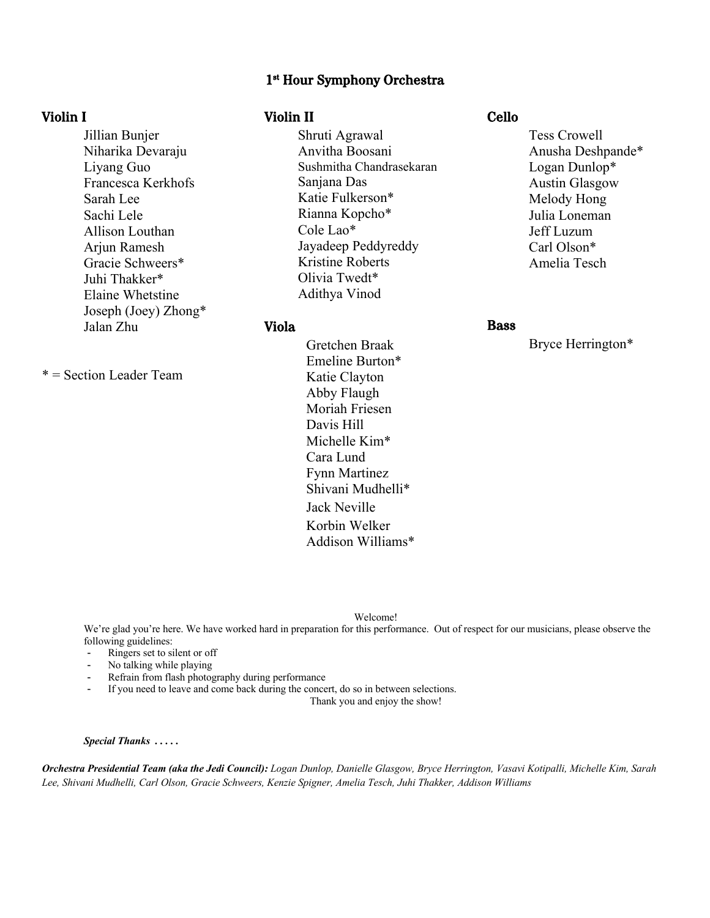# 1st Hour Symphony Orchestra

## Violin I

Jillian Bunjer
Niharika Devaraju
Liyang Guo
Francesca Kerkhofs
Sarah Lee
Sachi Lele
Allison Louthan
Arjun Ramesh
Gracie Schweers*
Juhi Thakker*
Elaine Whetstine
Joseph (Joey) Zhong*
Jalan Zhu

* = Section Leader Team

## Violin II

Shruti Agrawal
Anvitha Boosani
Sushmitha Chandrasekaran
Sanjana Das
Katie Fulkerson*
Rianna Kopcho*
Cole Lao*
Jayadeep Peddyreddy
Kristine Roberts
Olivia Twedt*
Adithya Vinod

## Viola

Gretchen Braak
Emeline Burton*
Katie Clayton
Abby Flaugh
Moriah Friesen
Davis Hill
Michelle Kim*
Cara Lund
Fynn Martinez
Shivani Mudhelli*
Jack Neville
Korbin Welker
Addison Williams*

## Cello

Tess Crowell
Anusha Deshpande*
Logan Dunlop*
Austin Glasgow
Melody Hong
Julia Loneman
Jeff Luzum
Carl Olson*
Amelia Tesch

## Bass

Bryce Herrington*

Welcome!

We're glad you're here. We have worked hard in preparation for this performance. Out of respect for our musicians, please observe the following guidelines:

- Ringers set to silent or off
- No talking while playing
- Refrain from flash photography during performance
- If you need to leave and come back during the concert, do so in between selections.

Thank you and enjoy the show!

***Special Thanks* . . . . .**

***Orchestra Presidential Team (aka the Jedi Council):*** *Logan Dunlop, Danielle Glasgow, Bryce Herrington, Vasavi Kotipalli, Michelle Kim, Sarah Lee, Shivani Mudhelli, Carl Olson, Gracie Schweers, Kenzie Spigner, Amelia Tesch, Juhi Thakker, Addison Williams*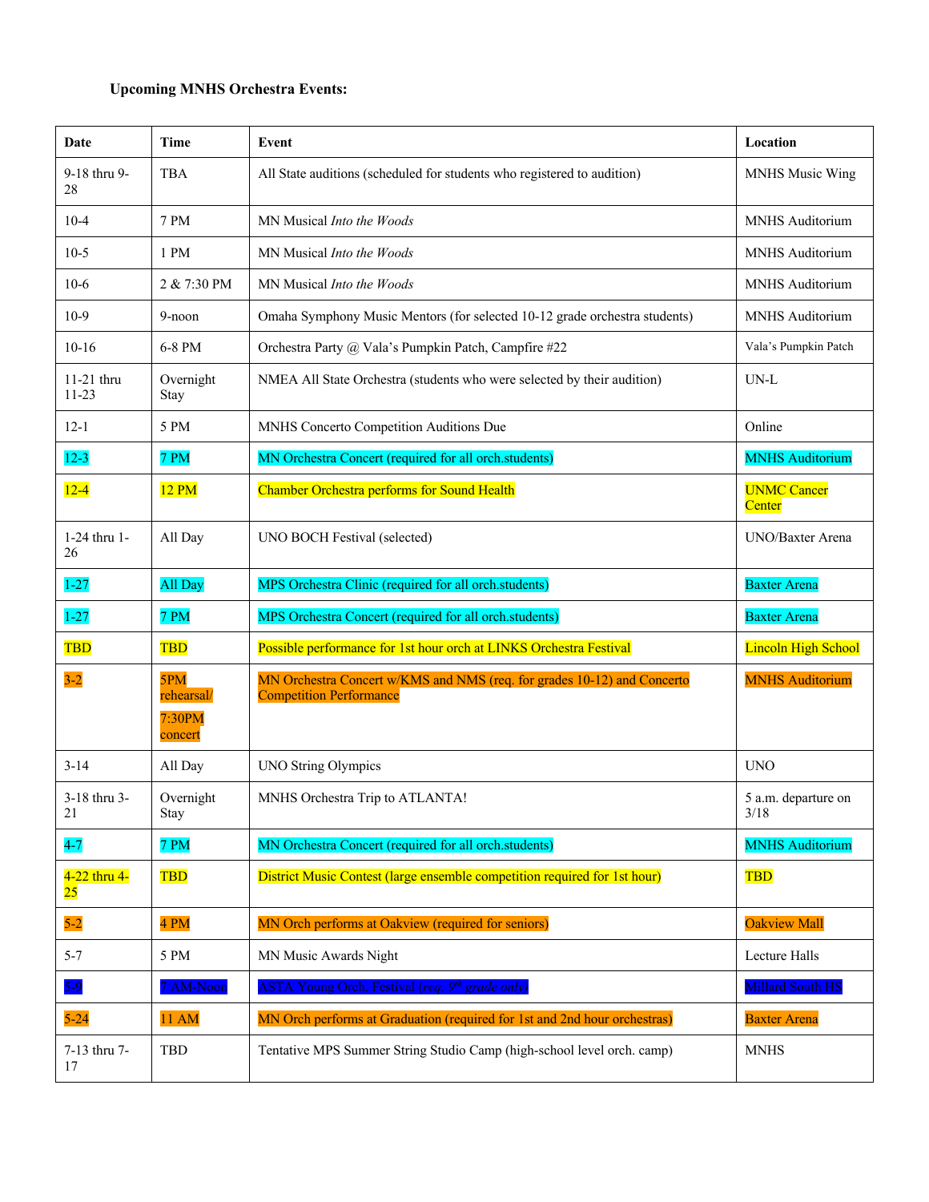**Upcoming MNHS Orchestra Events:**

| Date | Time | Event | Location |
|---|---|---|---|
| 9-18 thru 9-28 | TBA | All State auditions (scheduled for students who registered to audition) | MNHS Music Wing |
| 10-4 | 7 PM | MN Musical *Into the Woods* | MNHS Auditorium |
| 10-5 | 1 PM | MN Musical *Into the Woods* | MNHS Auditorium |
| 10-6 | 2 & 7:30 PM | MN Musical *Into the Woods* | MNHS Auditorium |
| 10-9 | 9-noon | Omaha Symphony Music Mentors (for selected 10-12 grade orchestra students) | MNHS Auditorium |
| 10-16 | 6-8 PM | Orchestra Party @ Vala's Pumpkin Patch, Campfire #22 | Vala's Pumpkin Patch |
| 11-21 thru 11-23 | Overnight Stay | NMEA All State Orchestra (students who were selected by their audition) | UN-L |
| 12-1 | 5 PM | MNHS Concerto Competition Auditions Due | Online |
| 12-3 | 7 PM | MN Orchestra Concert (required for all orch.students) | MNHS Auditorium |
| 12-4 | 12 PM | Chamber Orchestra performs for Sound Health | UNMC Cancer Center |
| 1-24 thru 1-26 | All Day | UNO BOCH Festival (selected) | UNO/Baxter Arena |
| 1-27 | All Day | MPS Orchestra Clinic (required for all orch.students) | Baxter Arena |
| 1-27 | 7 PM | MPS Orchestra Concert (required for all orch.students) | Baxter Arena |
| TBD | TBD | Possible performance for 1st hour orch at LINKS Orchestra Festival | Lincoln High School |
| 3-2 | 5PM rehearsal/ 7:30PM concert | MN Orchestra Concert w/KMS and NMS (req. for grades 10-12) and Concerto Competition Performance | MNHS Auditorium |
| 3-14 | All Day | UNO String Olympics | UNO |
| 3-18 thru 3-21 | Overnight Stay | MNHS Orchestra Trip to ATLANTA! | 5 a.m. departure on 3/18 |
| 4-7 | 7 PM | MN Orchestra Concert (required for all orch.students) | MNHS Auditorium |
| 4-22 thru 4-25 | TBD | District Music Contest (large ensemble competition required for 1st hour) | TBD |
| 5-2 | 4 PM | MN Orch performs at Oakview (required for seniors) | Oakview Mall |
| 5-7 | 5 PM | MN Music Awards Night | Lecture Halls |
| 5-9 | 7 AM-Noon | ASTA Young Orch. Festival (*req. 9th grade only*) | Millard South HS |
| 5-24 | 11 AM | MN Orch performs at Graduation (required for 1st and 2nd hour orchestras) | Baxter Arena |
| 7-13 thru 7-17 | TBD | Tentative MPS Summer String Studio Camp (high-school level orch. camp) | MNHS |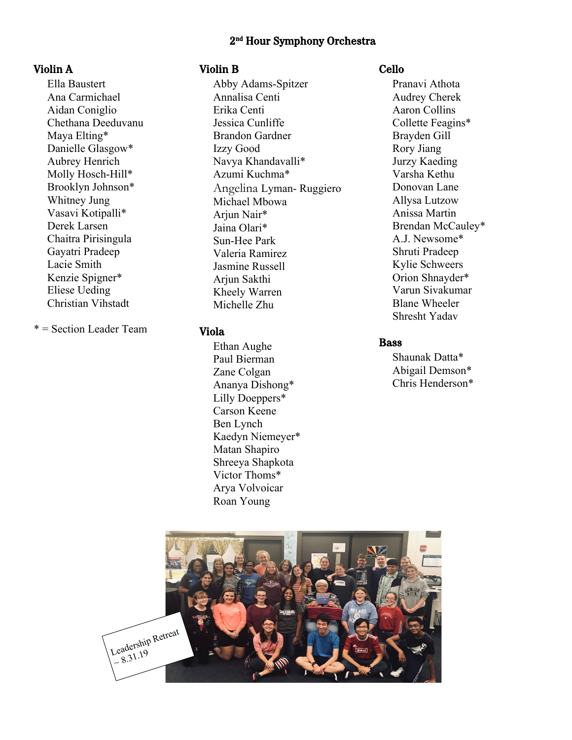# 2nd Hour Symphony Orchestra

## Violin A

Ella Baustert
Ana Carmichael
Aidan Coniglio
Chethana Deeduvanu
Maya Elting*
Danielle Glasgow*
Aubrey Henrich
Molly Hosch-Hill*
Brooklyn Johnson*
Whitney Jung
Vasavi Kotipalli*
Derek Larsen
Chaitra Pirisingula
Gayatri Pradeep
Lacie Smith
Kenzie Spigner*
Eliese Ueding
Christian Vihstadt

* = Section Leader Team

## Violin B

Abby Adams-Spitzer
Annalisa Centi
Erika Centi
Jessica Cunliffe
Brandon Gardner
Izzy Good
Navya Khandavalli*
Azumi Kuchma*
Angelina Lyman- Ruggiero
Michael Mbowa
Arjun Nair*
Jaina Olari*
Sun-Hee Park
Valeria Ramirez
Jasmine Russell
Arjun Sakthi
Kheely Warren
Michelle Zhu

## Viola

Ethan Aughe
Paul Bierman
Zane Colgan
Ananya Dishong*
Lilly Doeppers*
Carson Keene
Ben Lynch
Kaedyn Niemeyer*
Matan Shapiro
Shreeya Shapkota
Victor Thoms*
Arya Volvoicar
Roan Young

## Cello

Pranavi Athota
Audrey Cherek
Aaron Collins
Collette Feagins*
Brayden Gill
Rory Jiang
Jurzy Kaeding
Varsha Kethu
Donovan Lane
Allysa Lutzow
Anissa Martin
Brendan McCauley*
A.J. Newsome*
Shruti Pradeep
Kylie Schweers
Orion Shnayder*
Varun Sivakumar
Blane Wheeler
Shresht Yadav

## Bass

Shaunak Datta*
Abigail Demson*
Chris Henderson*

Leadership Retreat ~ 8.31.19